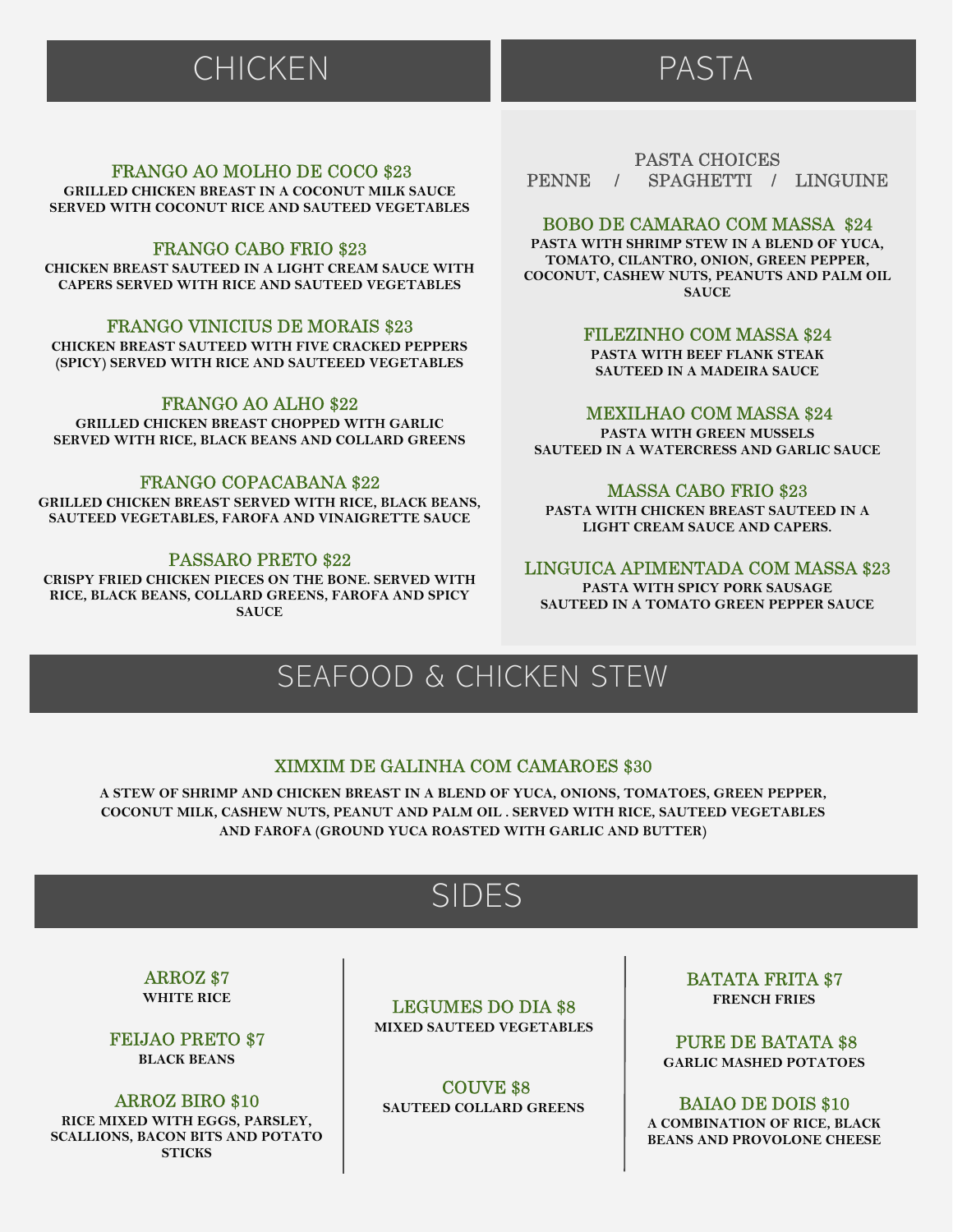# CHICKEN

### FRANGO AO MOLHO DE COCO $23
**GRILLED CHICKEN BREAST IN A COCONUT MILK SAUCE SERVED WITH COCONUT RICE AND SAUTEED VEGETABLES**

### FRANGO CABO FRIO $23
**CHICKEN BREAST SAUTEED IN A LIGHT CREAM SAUCE WITH CAPERS SERVED WITH RICE AND SAUTEED VEGETABLES**

### FRANGO VINICIUS DE MORAIS $23
**CHICKEN BREAST SAUTEED WITH FIVE CRACKED PEPPERS (SPICY) SERVED WITH RICE AND SAUTEEED VEGETABLES**

### FRANGO AO ALHO $22
**GRILLED CHICKEN BREAST CHOPPED WITH GARLIC SERVED WITH RICE, BLACK BEANS AND COLLARD GREENS**

### FRANGO COPACABANA $22
**GRILLED CHICKEN BREAST SERVED WITH RICE, BLACK BEANS, SAUTEED VEGETABLES, FAROFA AND VINAIGRETTE SAUCE**

### PASSARO PRETO $22
**CRISPY FRIED CHICKEN PIECES ON THE BONE. SERVED WITH RICE, BLACK BEANS, COLLARD GREENS, FAROFA AND SPICY SAUCE**

# PASTA

PASTA CHOICES
PENNE / SPAGHETTI / LINGUINE

### BOBO DE CAMARAO COM MASSA $24
**PASTA WITH SHRIMP STEW IN A BLEND OF YUCA, TOMATO, CILANTRO, ONION, GREEN PEPPER, COCONUT, CASHEW NUTS, PEANUTS AND PALM OIL SAUCE**

### FILEZINHO COM MASSA $24
**PASTA WITH BEEF FLANK STEAK SAUTEED IN A MADEIRA SAUCE**

### MEXILHAO COM MASSA $24
**PASTA WITH GREEN MUSSELS SAUTEED IN A WATERCRESS AND GARLIC SAUCE**

### MASSA CABO FRIO $23
**PASTA WITH CHICKEN BREAST SAUTEED IN A LIGHT CREAM SAUCE AND CAPERS.**

### LINGUICA APIMENTADA COM MASSA $23
**PASTA WITH SPICY PORK SAUSAGE SAUTEED IN A TOMATO GREEN PEPPER SAUCE**

# SEAFOOD & CHICKEN STEW

### XIMXIM DE GALINHA COM CAMAROES $30
**A STEW OF SHRIMP AND CHICKEN BREAST IN A BLEND OF YUCA, ONIONS, TOMATOES, GREEN PEPPER, COCONUT MILK, CASHEW NUTS, PEANUT AND PALM OIL . SERVED WITH RICE, SAUTEED VEGETABLES AND FAROFA (GROUND YUCA ROASTED WITH GARLIC AND BUTTER)**

# SIDES

### ARROZ $7
**WHITE RICE**

### FEIJAO PRETO $7
**BLACK BEANS**

### ARROZ BIRO $10
**RICE MIXED WITH EGGS, PARSLEY, SCALLIONS, BACON BITS AND POTATO STICKS**

### LEGUMES DO DIA $8
**MIXED SAUTEED VEGETABLES**

### COUVE $8
**SAUTEED COLLARD GREENS**

### BATATA FRITA $7
**FRENCH FRIES**

### PURE DE BATATA $8
**GARLIC MASHED POTATOES**

### BAIAO DE DOIS $10
**A COMBINATION OF RICE, BLACK BEANS AND PROVOLONE CHEESE**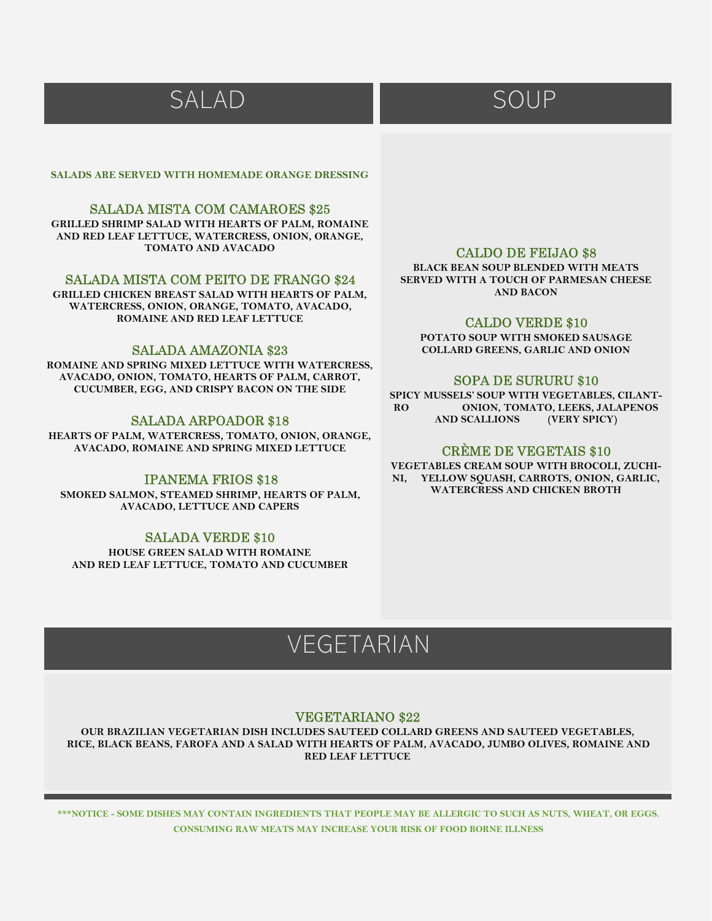## SALAD

**SALADS ARE SERVED WITH HOMEMADE ORANGE DRESSING**

### SALADA MISTA COM CAMAROES $25

**GRILLED SHRIMP SALAD WITH HEARTS OF PALM, ROMAINE AND RED LEAF LETTUCE, WATERCRESS, ONION, ORANGE, TOMATO AND AVACADO**

### SALADA MISTA COM PEITO DE FRANGO $24

**GRILLED CHICKEN BREAST SALAD WITH HEARTS OF PALM, WATERCRESS, ONION, ORANGE, TOMATO, AVACADO, ROMAINE AND RED LEAF LETTUCE**

### SALADA AMAZONIA $23

**ROMAINE AND SPRING MIXED LETTUCE WITH WATERCRESS, AVACADO, ONION, TOMATO, HEARTS OF PALM, CARROT, CUCUMBER, EGG, AND CRISPY BACON ON THE SIDE**

### SALADA ARPOADOR $18

**HEARTS OF PALM, WATERCRESS, TOMATO, ONION, ORANGE, AVACADO, ROMAINE AND SPRING MIXED LETTUCE**

### IPANEMA FRIOS $18

**SMOKED SALMON, STEAMED SHRIMP, HEARTS OF PALM, AVACADO, LETTUCE AND CAPERS**

### SALADA VERDE $10

**HOUSE GREEN SALAD WITH ROMAINE AND RED LEAF LETTUCE, TOMATO AND CUCUMBER**

## SOUP

### CALDO DE FEIJAO $8

**BLACK BEAN SOUP BLENDED WITH MEATS SERVED WITH A TOUCH OF PARMESAN CHEESE AND BACON**

### CALDO VERDE $10

**POTATO SOUP WITH SMOKED SAUSAGE COLLARD GREENS, GARLIC AND ONION**

### SOPA DE SURURU $10

**SPICY MUSSELS' SOUP WITH VEGETABLES, CILANT-RO ONION, TOMATO, LEEKS, JALAPENOS AND SCALLIONS (VERY SPICY)**

### CRÈME DE VEGETAIS $10

**VEGETABLES CREAM SOUP WITH BROCOLI, ZUCHI-NI, YELLOW SQUASH, CARROTS, ONION, GARLIC, WATERCRESS AND CHICKEN BROTH**

## VEGETARIAN

### VEGETARIANO $22

**OUR BRAZILIAN VEGETARIAN DISH INCLUDES SAUTEED COLLARD GREENS AND SAUTEED VEGETABLES, RICE, BLACK BEANS, FAROFA AND A SALAD WITH HEARTS OF PALM, AVACADO, JUMBO OLIVES, ROMAINE AND RED LEAF LETTUCE**

**\*\*\*NOTICE - SOME DISHES MAY CONTAIN INGREDIENTS THAT PEOPLE MAY BE ALLERGIC TO SUCH AS NUTS, WHEAT, OR EGGS. CONSUMING RAW MEATS MAY INCREASE YOUR RISK OF FOOD BORNE ILLNESS**